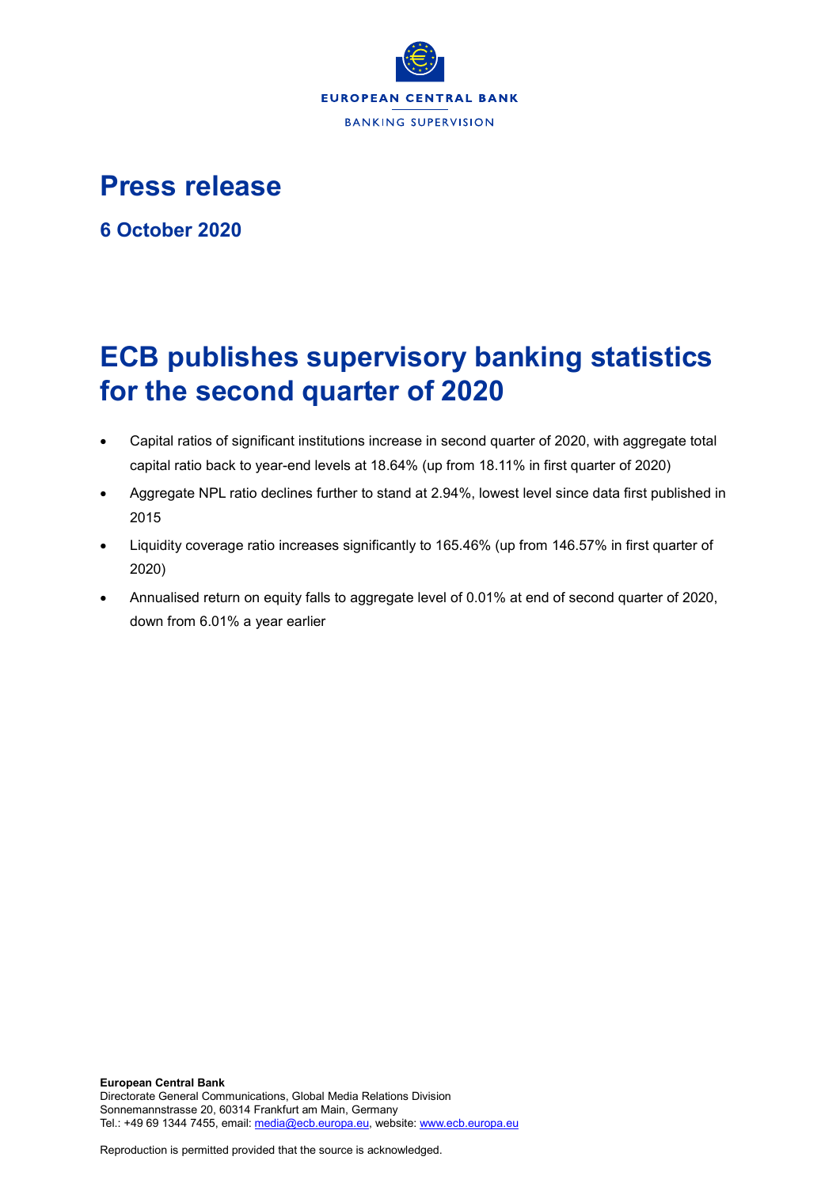EUROPEAN CENTRAL BANK

BANKING SUPERVISION

# Press release

**6 October 2020**

# ECB publishes supervisory banking statistics for the second quarter of 2020

- Capital ratios of significant institutions increase in second quarter of 2020, with aggregate total capital ratio back to year-end levels at 18.64% (up from 18.11% in first quarter of 2020)
- Aggregate NPL ratio declines further to stand at 2.94%, lowest level since data first published in 2015
- Liquidity coverage ratio increases significantly to 165.46% (up from 146.57% in first quarter of 2020)
- Annualised return on equity falls to aggregate level of 0.01% at end of second quarter of 2020, down from 6.01% a year earlier

**European Central Bank**
Directorate General Communications, Global Media Relations Division
Sonnemannstrasse 20, 60314 Frankfurt am Main, Germany
Tel.: +49 69 1344 7455, email: media@ecb.europa.eu, website: www.ecb.europa.eu

Reproduction is permitted provided that the source is acknowledged.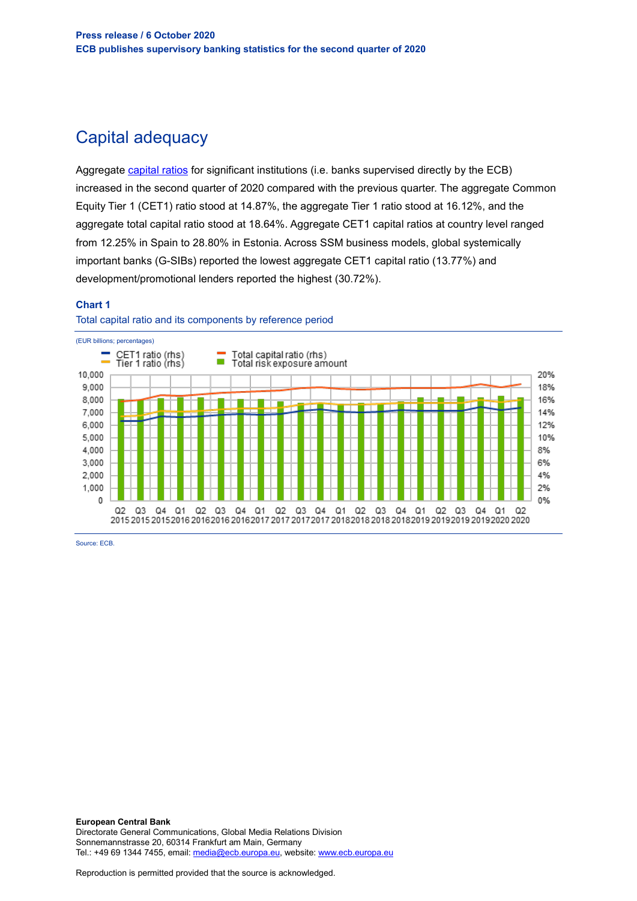## Capital adequacy

Aggregate capital ratios for significant institutions (i.e. banks supervised directly by the ECB) increased in the second quarter of 2020 compared with the previous quarter. The aggregate Common Equity Tier 1 (CET1) ratio stood at 14.87%, the aggregate Tier 1 ratio stood at 16.12%, and the aggregate total capital ratio stood at 18.64%. Aggregate CET1 capital ratios at country level ranged from 12.25% in Spain to 28.80% in Estonia. Across SSM business models, global systemically important banks (G-SIBs) reported the lowest aggregate CET1 capital ratio (13.77%) and development/promotional lenders reported the highest (30.72%).

**Chart 1**

Total capital ratio and its components by reference period

(EUR billions; percentages)

CET1 ratio (rhs)
Tier 1 ratio (rhs)
Total capital ratio (rhs)
Total risk exposure amount

10,000
9,000
8,000
7,000
6,000
5,000
4,000
3,000
2,000
1,000
0

20%
18%
16%
14%
12%
10%
8%
6%
4%
2%
0%

Q2 2015, Q3 2015, Q4 2015, Q1 2016, Q2 2016, Q3 2016, Q4 2016, Q1 2017, Q2 2017, Q3 2017, Q4 2017, Q1 2018, Q2 2018, Q3 2018, Q4 2018, Q1 2019, Q2 2019, Q3 2019, Q4 2019, Q1 2020, Q2 2020

Source: ECB.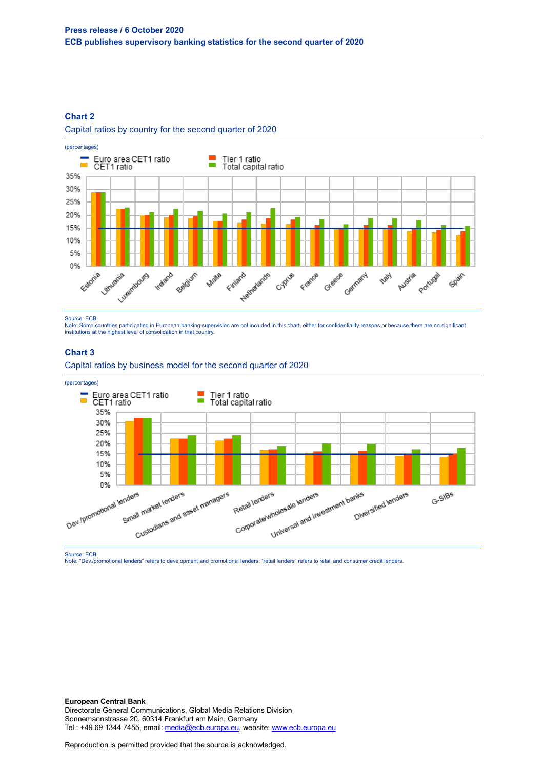Press release / 6 October 2020
ECB publishes supervisory banking statistics for the second quarter of 2020

**Chart 2**

Capital ratios by country for the second quarter of 2020

(percentages)

Euro area CET1 ratio
CET1 ratio
Tier 1 ratio
Total capital ratio

35%
30%
25%
20%
15%
10%
5%
0%

Estonia
Lithuania
Luxembourg
Ireland
Belgium
Malta
Finland
Netherlands
Cyprus
France
Greece
Germany
Italy
Austria
Portugal
Spain

Source: ECB.
Note: Some countries participating in European banking supervision are not included in this chart, either for confidentiality reasons or because there are no significant institutions at the highest level of consolidation in that country.

**Chart 3**

Capital ratios by business model for the second quarter of 2020

(percentages)

Euro area CET1 ratio
CET1 ratio
Tier 1 ratio
Total capital ratio

35%
30%
25%
20%
15%
10%
5%
0%

Dev./promotional lenders
Small market lenders
Custodians and asset managers
Retail lenders
Corporate/wholesale lenders
Universal and investment banks
Diversified lenders
G-SIBs

Source: ECB.
Note: “Dev./promotional lenders” refers to development and promotional lenders; “retail lenders” refers to retail and consumer credit lenders.

**European Central Bank**
Directorate General Communications, Global Media Relations Division
Sonnemannstrasse 20, 60314 Frankfurt am Main, Germany
Tel.: +49 69 1344 7455, email: media@ecb.europa.eu, website: www.ecb.europa.eu

Reproduction is permitted provided that the source is acknowledged.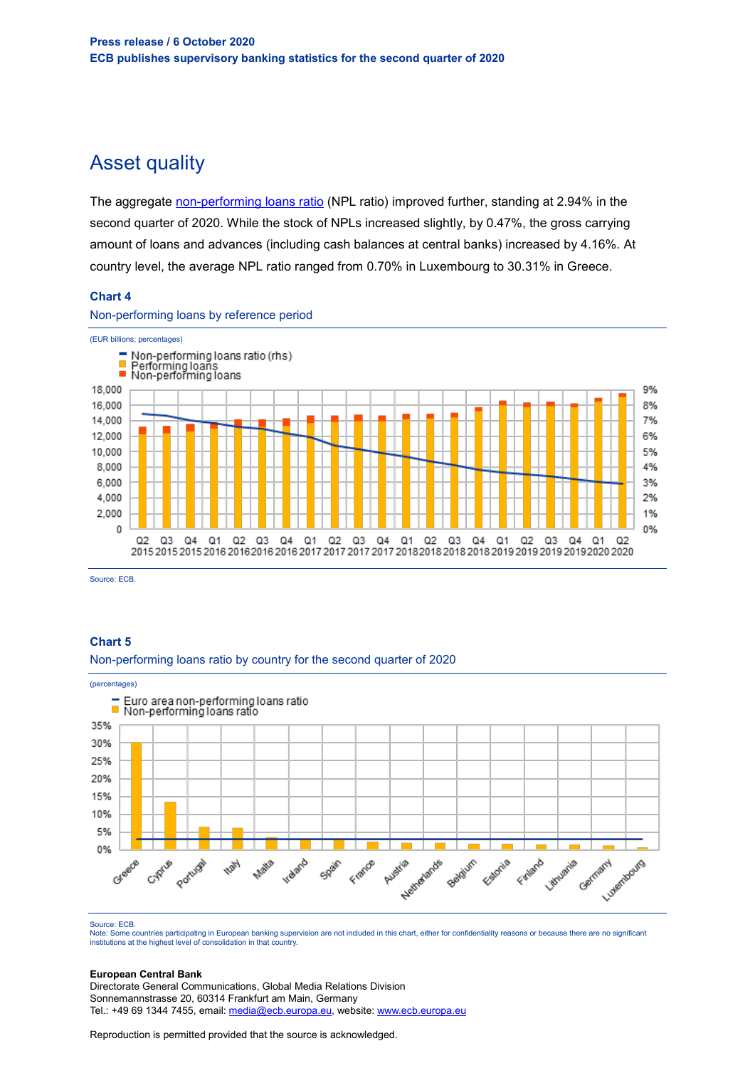# Asset quality

The aggregate non-performing loans ratio (NPL ratio) improved further, standing at 2.94% in the second quarter of 2020. While the stock of NPLs increased slightly, by 0.47%, the gross carrying amount of loans and advances (including cash balances at central banks) increased by 4.16%. At country level, the average NPL ratio ranged from 0.70% in Luxembourg to 30.31% in Greece.

**Chart 4**

Non-performing loans by reference period

(EUR billions; percentages)

Non-performing loans ratio (rhs)
Performing loans
Non-performing loans

18,000
16,000
14,000
12,000
10,000
8,000
6,000
4,000
2,000
0

9%
8%
7%
6%
5%
4%
3%
2%
1%
0%

Q2 2015 Q3 2015 Q4 2015 Q1 2016 Q2 2016 Q3 2016 Q4 2016 Q1 2017 Q2 2017 Q3 2017 Q4 2017 Q1 2018 Q2 2018 Q3 2018 Q4 2018 Q1 2019 Q2 2019 Q3 2019 Q4 2019 Q1 2020 Q2 2020

Source: ECB.

**Chart 5**

Non-performing loans ratio by country for the second quarter of 2020

(percentages)

Euro area non-performing loans ratio
Non-performing loans ratio

35%
30%
25%
20%
15%
10%
5%
0%

Greece Cyprus Portugal Italy Malta Ireland Spain France Austria Netherlands Belgium Estonia Finland Lithuania Germany Luxembourg

Source: ECB.
Note: Some countries participating in European banking supervision are not included in this chart, either for confidentiality reasons or because there are no significant institutions at the highest level of consolidation in that country.

**European Central Bank**
Directorate General Communications, Global Media Relations Division
Sonnemannstrasse 20, 60314 Frankfurt am Main, Germany
Tel.: +49 69 1344 7455, email: media@ecb.europa.eu, website: www.ecb.europa.eu

Reproduction is permitted provided that the source is acknowledged.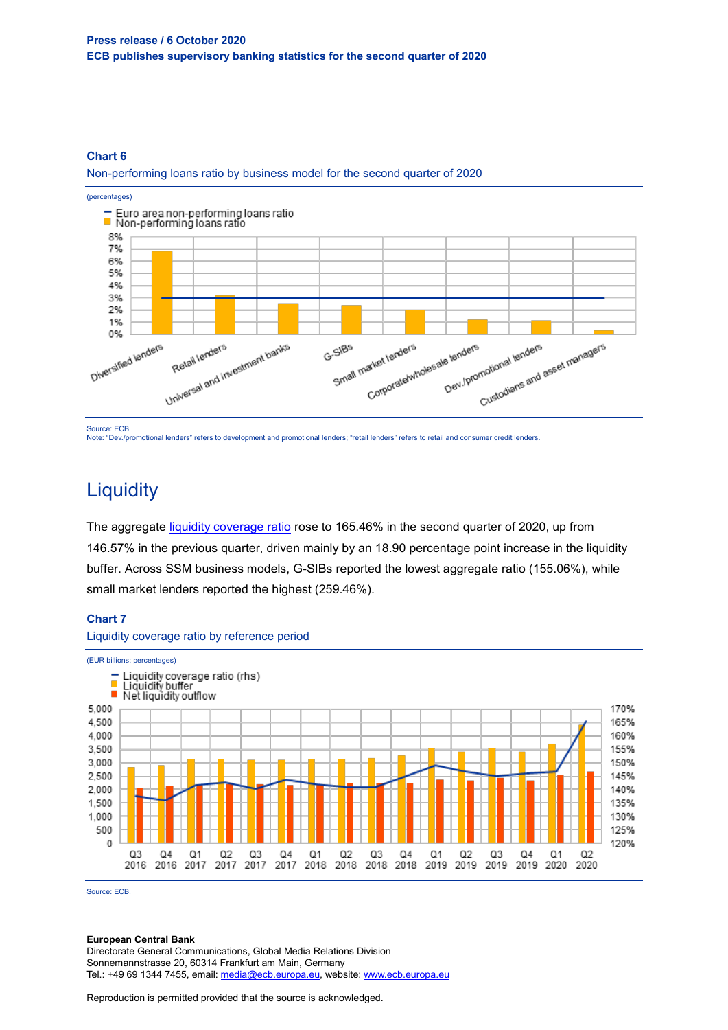**Chart 6**

Non-performing loans ratio by business model for the second quarter of 2020

(percentages)

Euro area non-performing loans ratio
Non-performing loans ratio

8%
7%
6%
5%
4%
3%
2%
1%
0%

Diversified lenders
Retail lenders
Universal and investment banks
G-SIBs
Small market lenders
Corporate/wholesale lenders
Dev./promotional lenders
Custodians and asset managers

Source: ECB.
Note: "Dev./promotional lenders" refers to development and promotional lenders; "retail lenders" refers to retail and consumer credit lenders.

# Liquidity

The aggregate liquidity coverage ratio rose to 165.46% in the second quarter of 2020, up from 146.57% in the previous quarter, driven mainly by an 18.90 percentage point increase in the liquidity buffer. Across SSM business models, G-SIBs reported the lowest aggregate ratio (155.06%), while small market lenders reported the highest (259.46%).

**Chart 7**

Liquidity coverage ratio by reference period

(EUR billions; percentages)

Liquidity coverage ratio (rhs)
Liquidity buffer
Net liquidity outflow

5,000
4,500
4,000
3,500
3,000
2,500
2,000
1,500
1,000
500
0

170%
165%
160%
155%
150%
145%
140%
135%
130%
125%
120%

Q3 2016
Q4 2016
Q1 2017
Q2 2017
Q3 2017
Q4 2017
Q1 2018
Q2 2018
Q3 2018
Q4 2018
Q1 2019
Q2 2019
Q3 2019
Q4 2019
Q1 2020
Q2 2020

Source: ECB.

**European Central Bank**
Directorate General Communications, Global Media Relations Division
Sonnemannstrasse 20, 60314 Frankfurt am Main, Germany
Tel.: +49 69 1344 7455, email: media@ecb.europa.eu, website: www.ecb.europa.eu

Reproduction is permitted provided that the source is acknowledged.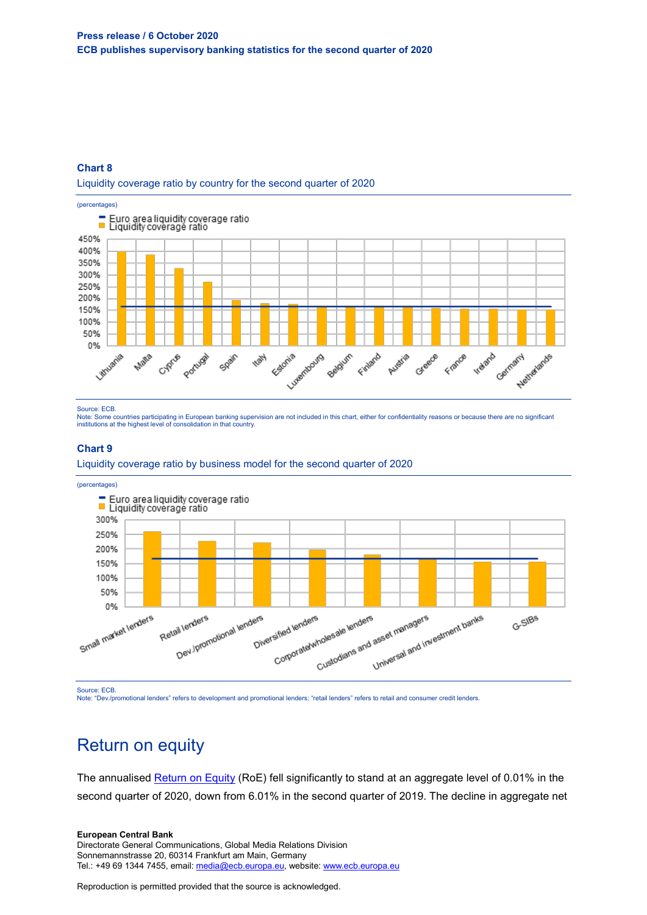## Chart 8

Liquidity coverage ratio by country for the second quarter of 2020

(percentages)

Euro area liquidity coverage ratio
Liquidity coverage ratio

450%
400%
350%
300%
250%
200%
150%
100%
50%
0%

Lithuania, Malta, Cyprus, Portugal, Spain, Italy, Estonia, Luxembourg, Belgium, Finland, Austria, Greece, France, Ireland, Germany, Netherlands

Source: ECB.
Note: Some countries participating in European banking supervision are not included in this chart, either for confidentiality reasons or because there are no significant institutions at the highest level of consolidation in that country.

## Chart 9

Liquidity coverage ratio by business model for the second quarter of 2020

(percentages)

Euro area liquidity coverage ratio
Liquidity coverage ratio

300%
250%
200%
150%
100%
50%
0%

Small market lenders, Retail lenders, Dev./promotional lenders, Diversified lenders, Corporate/wholesale lenders, Custodians and asset managers, Universal and investment banks, G-SIBs

Source: ECB.
Note: "Dev./promotional lenders" refers to development and promotional lenders; "retail lenders" refers to retail and consumer credit lenders.

# Return on equity

The annualised Return on Equity (RoE) fell significantly to stand at an aggregate level of 0.01% in the second quarter of 2020, down from 6.01% in the second quarter of 2019. The decline in aggregate net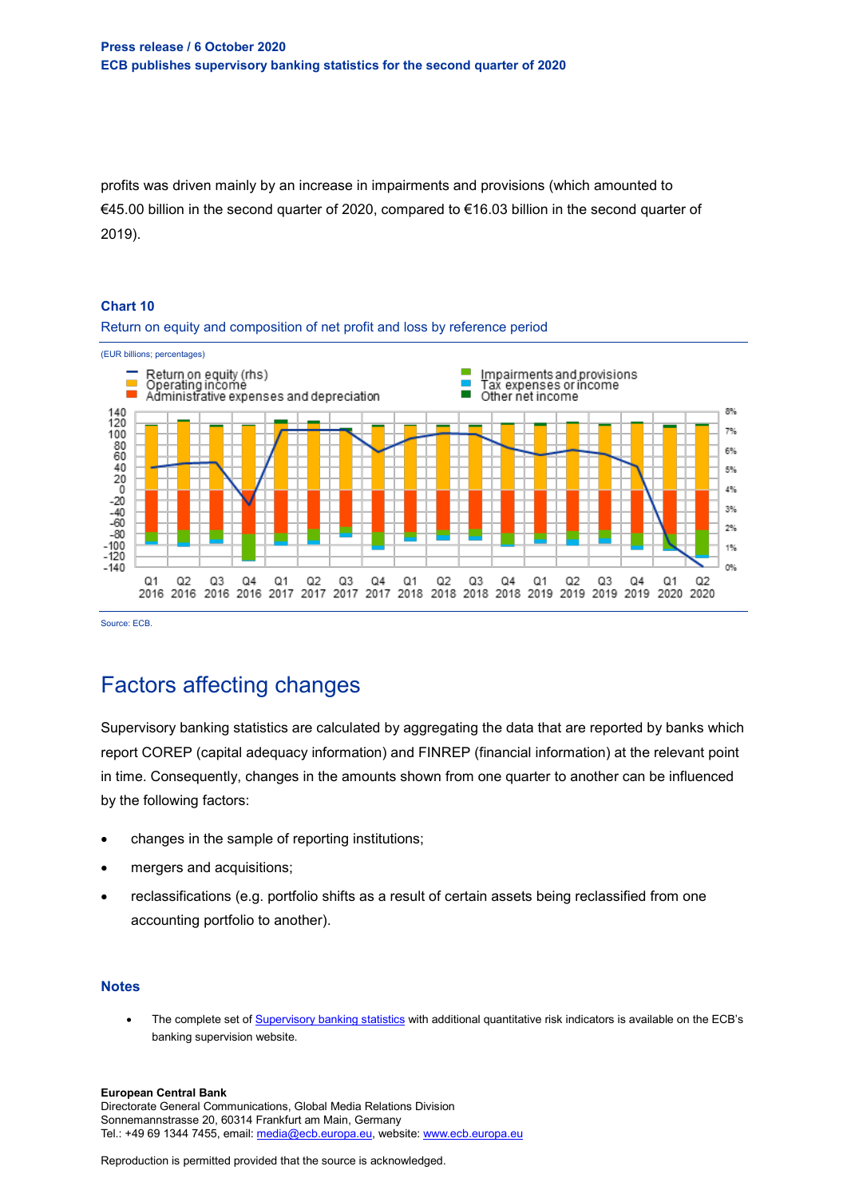profits was driven mainly by an increase in impairments and provisions (which amounted to €45.00 billion in the second quarter of 2020, compared to €16.03 billion in the second quarter of 2019).

**Chart 10**

Return on equity and composition of net profit and loss by reference period

(EUR billions; percentages)

Return on equity (rhs)
Operating income
Administrative expenses and depreciation
Impairments and provisions
Tax expenses or income
Other net income

140
120
100
80
60
40
20
0
-20
-40
-60
-80
-100
-120
-140

8%
7%
6%
5%
4%
3%
2%
1%
0%

Q1 2016 Q2 2016 Q3 2016 Q4 2016 Q1 2017 Q2 2017 Q3 2017 Q4 2017 Q1 2018 Q2 2018 Q3 2018 Q4 2018 Q1 2019 Q2 2019 Q3 2019 Q4 2019 Q1 2020 Q2 2020

Source: ECB.

# Factors affecting changes

Supervisory banking statistics are calculated by aggregating the data that are reported by banks which report COREP (capital adequacy information) and FINREP (financial information) at the relevant point in time. Consequently, changes in the amounts shown from one quarter to another can be influenced by the following factors:

- changes in the sample of reporting institutions;
- mergers and acquisitions;
- reclassifications (e.g. portfolio shifts as a result of certain assets being reclassified from one accounting portfolio to another).

### Notes

- The complete set of Supervisory banking statistics with additional quantitative risk indicators is available on the ECB's banking supervision website.

**European Central Bank**
Directorate General Communications, Global Media Relations Division
Sonnemannstrasse 20, 60314 Frankfurt am Main, Germany
Tel.: +49 69 1344 7455, email: media@ecb.europa.eu, website: www.ecb.europa.eu

Reproduction is permitted provided that the source is acknowledged.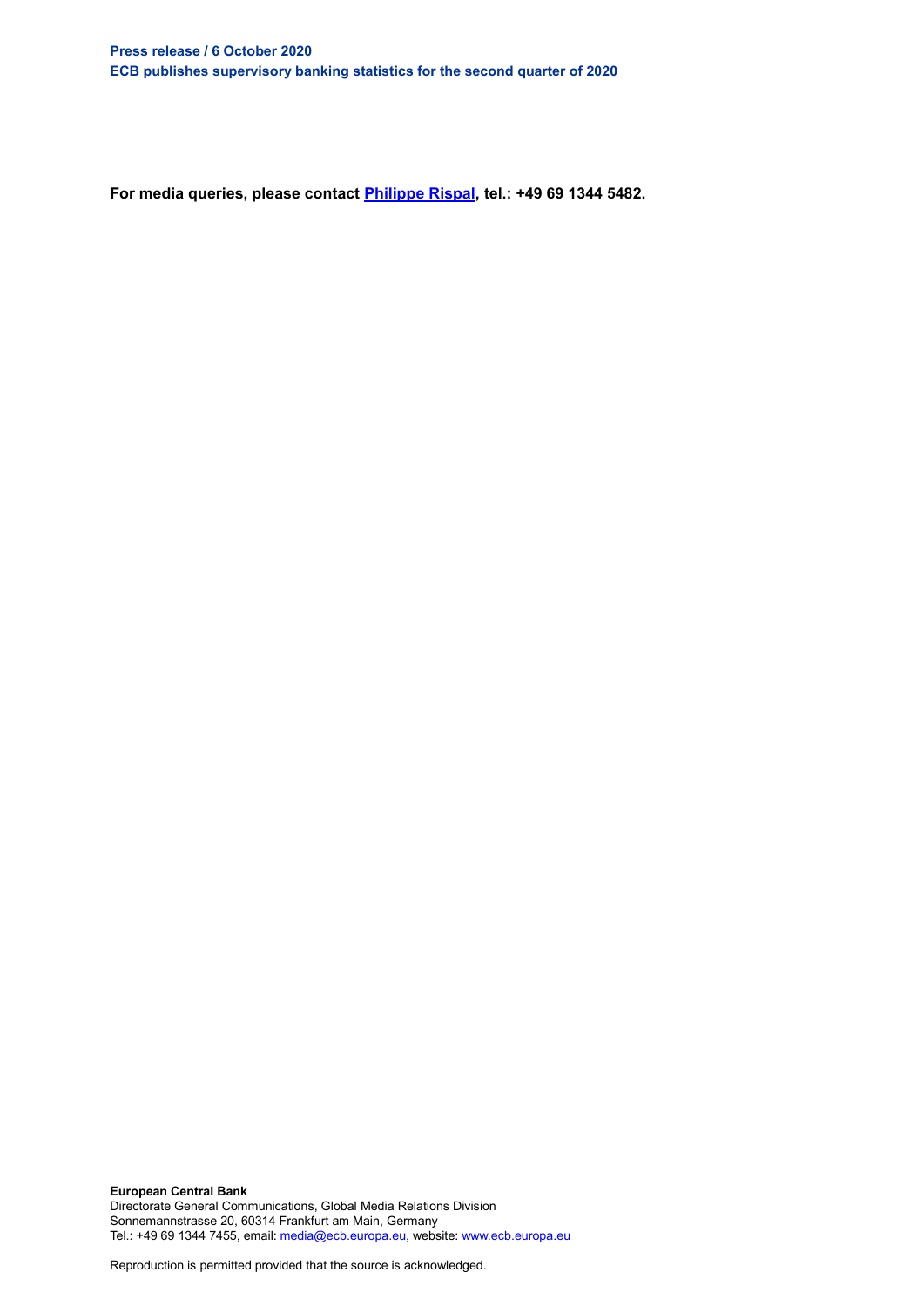**For media queries, please contact [Philippe Rispal](mailto:philippe.rispal@ecb.europa.eu), tel.: +49 69 1344 5482.**

**European Central Bank**
Directorate General Communications, Global Media Relations Division
Sonnemannstrasse 20, 60314 Frankfurt am Main, Germany
Tel.: +49 69 1344 7455, email: media@ecb.europa.eu, website: www.ecb.europa.eu

Reproduction is permitted provided that the source is acknowledged.